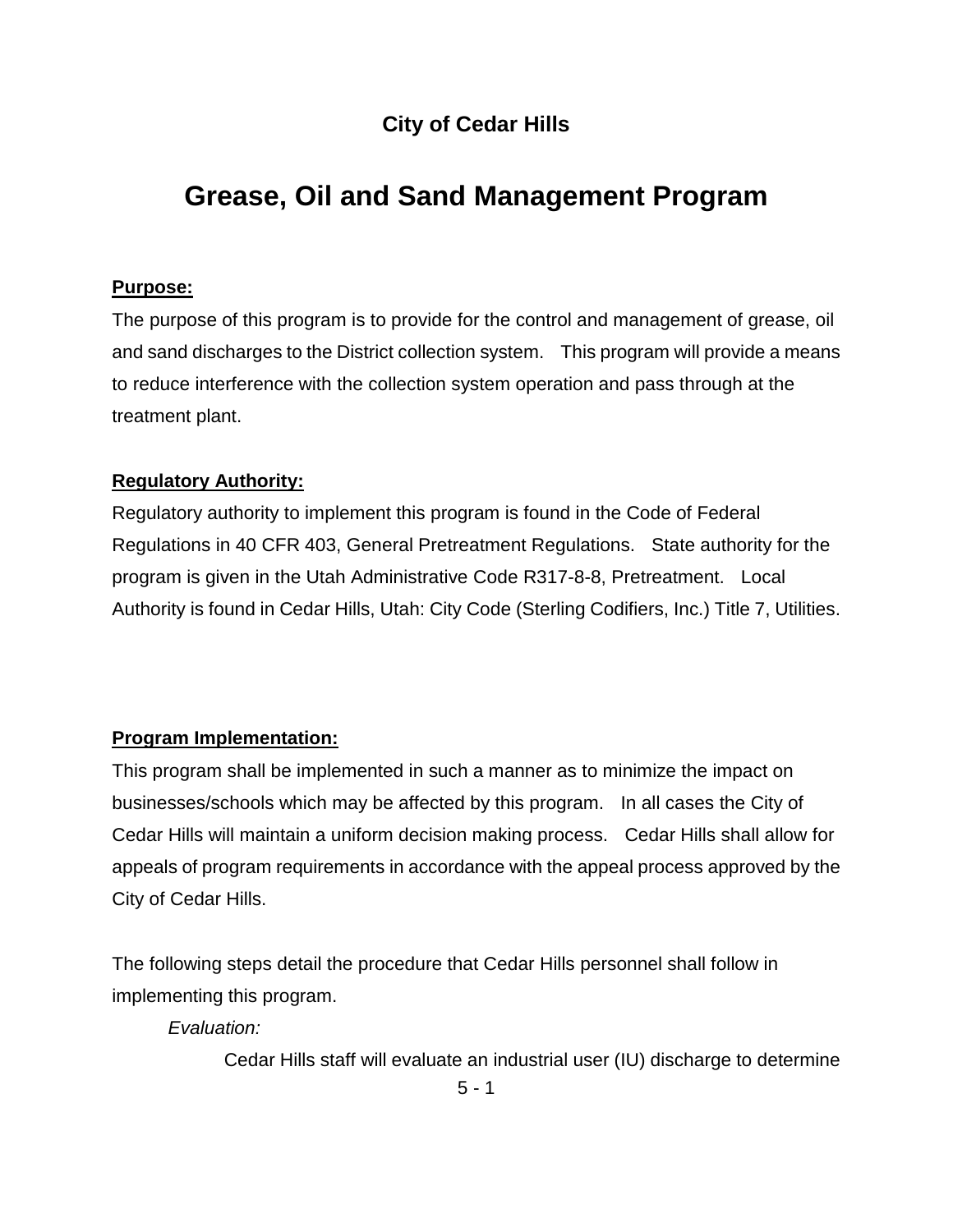## City of Cedar Hills

# Grease, Oil and Sand Management Program

**Purpose:**

The purpose of this program is to provide for the control and management of grease, oil and sand discharges to the District collection system. This program will provide a means to reduce interference with the collection system operation and pass through at the treatment plant.

**Regulatory Authority:**

Regulatory authority to implement this program is found in the Code of Federal Regulations in 40 CFR 403, General Pretreatment Regulations. State authority for the program is given in the Utah Administrative Code R317-8-8, Pretreatment. Local Authority is found in Cedar Hills, Utah: City Code (Sterling Codifiers, Inc.) Title 7, Utilities.

**Program Implementation:**

This program shall be implemented in such a manner as to minimize the impact on businesses/schools which may be affected by this program. In all cases the City of Cedar Hills will maintain a uniform decision making process. Cedar Hills shall allow for appeals of program requirements in accordance with the appeal process approved by the City of Cedar Hills.

The following steps detail the procedure that Cedar Hills personnel shall follow in implementing this program.

*Evaluation:*

Cedar Hills staff will evaluate an industrial user (IU) discharge to determine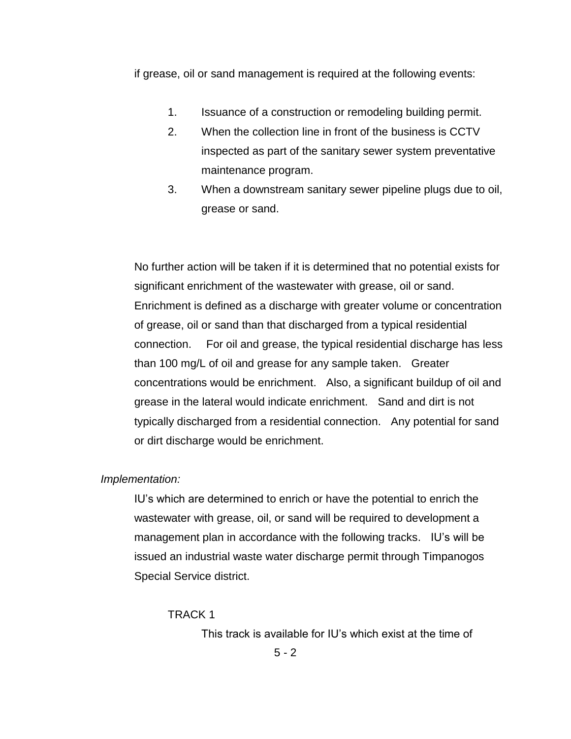if grease, oil or sand management is required at the following events:

1. Issuance of a construction or remodeling building permit.
2. When the collection line in front of the business is CCTV inspected as part of the sanitary sewer system preventative maintenance program.
3. When a downstream sanitary sewer pipeline plugs due to oil, grease or sand.

No further action will be taken if it is determined that no potential exists for significant enrichment of the wastewater with grease, oil or sand. Enrichment is defined as a discharge with greater volume or concentration of grease, oil or sand than that discharged from a typical residential connection. For oil and grease, the typical residential discharge has less than 100 mg/L of oil and grease for any sample taken. Greater concentrations would be enrichment. Also, a significant buildup of oil and grease in the lateral would indicate enrichment. Sand and dirt is not typically discharged from a residential connection. Any potential for sand or dirt discharge would be enrichment.

*Implementation:*

IU's which are determined to enrich or have the potential to enrich the wastewater with grease, oil, or sand will be required to development a management plan in accordance with the following tracks. IU's will be issued an industrial waste water discharge permit through Timpanogos Special Service district.

TRACK 1

This track is available for IU's which exist at the time of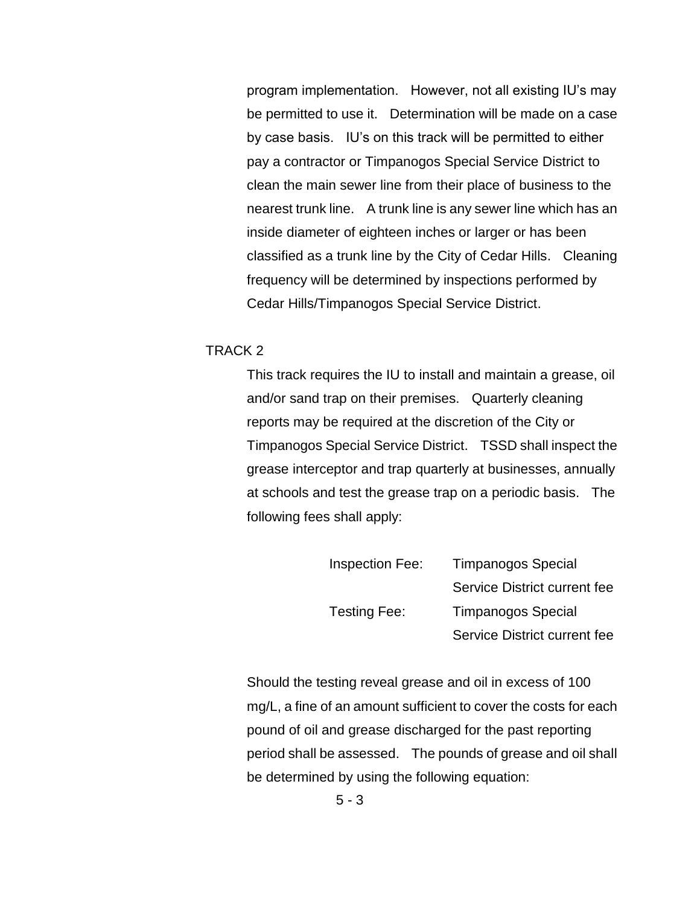program implementation. However, not all existing IU's may be permitted to use it. Determination will be made on a case by case basis. IU's on this track will be permitted to either pay a contractor or Timpanogos Special Service District to clean the main sewer line from their place of business to the nearest trunk line. A trunk line is any sewer line which has an inside diameter of eighteen inches or larger or has been classified as a trunk line by the City of Cedar Hills. Cleaning frequency will be determined by inspections performed by Cedar Hills/Timpanogos Special Service District.

TRACK 2

This track requires the IU to install and maintain a grease, oil and/or sand trap on their premises. Quarterly cleaning reports may be required at the discretion of the City or Timpanogos Special Service District. TSSD shall inspect the grease interceptor and trap quarterly at businesses, annually at schools and test the grease trap on a periodic basis. The following fees shall apply:

| | |
|---|---|
| Inspection Fee: | Timpanogos Special Service District current fee |
| Testing Fee: | Timpanogos Special Service District current fee |

Should the testing reveal grease and oil in excess of 100 mg/L, a fine of an amount sufficient to cover the costs for each pound of oil and grease discharged for the past reporting period shall be assessed. The pounds of grease and oil shall be determined by using the following equation: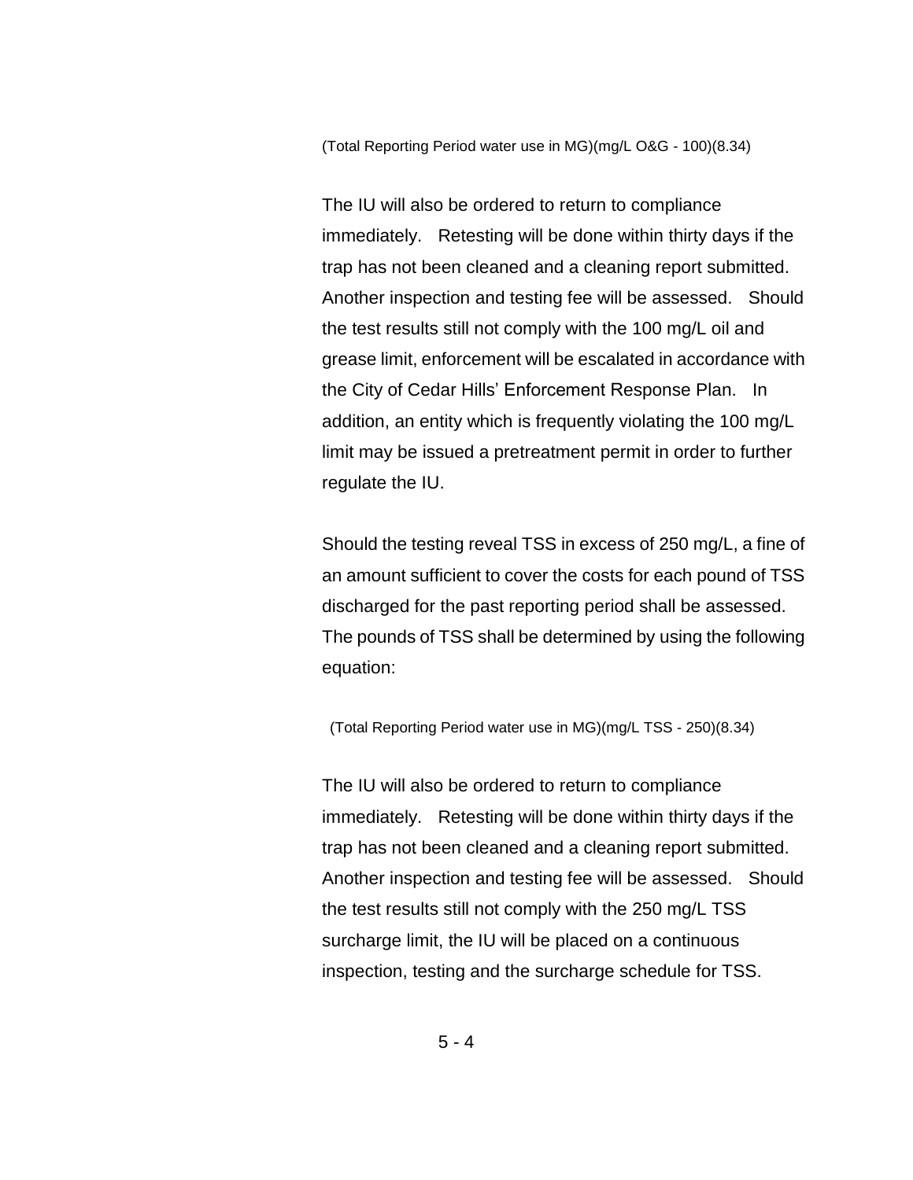$$(\text{Total Reporting Period water use in MG})(\text{mg/L O\&G} - 100)(8.34)$$

The IU will also be ordered to return to compliance immediately. Retesting will be done within thirty days if the trap has not been cleaned and a cleaning report submitted. Another inspection and testing fee will be assessed. Should the test results still not comply with the 100 mg/L oil and grease limit, enforcement will be escalated in accordance with the City of Cedar Hills' Enforcement Response Plan. In addition, an entity which is frequently violating the 100 mg/L limit may be issued a pretreatment permit in order to further regulate the IU.

Should the testing reveal TSS in excess of 250 mg/L, a fine of an amount sufficient to cover the costs for each pound of TSS discharged for the past reporting period shall be assessed. The pounds of TSS shall be determined by using the following equation:

$$(\text{Total Reporting Period water use in MG})(\text{mg/L TSS} - 250)(8.34)$$

The IU will also be ordered to return to compliance immediately. Retesting will be done within thirty days if the trap has not been cleaned and a cleaning report submitted. Another inspection and testing fee will be assessed. Should the test results still not comply with the 250 mg/L TSS surcharge limit, the IU will be placed on a continuous inspection, testing and the surcharge schedule for TSS.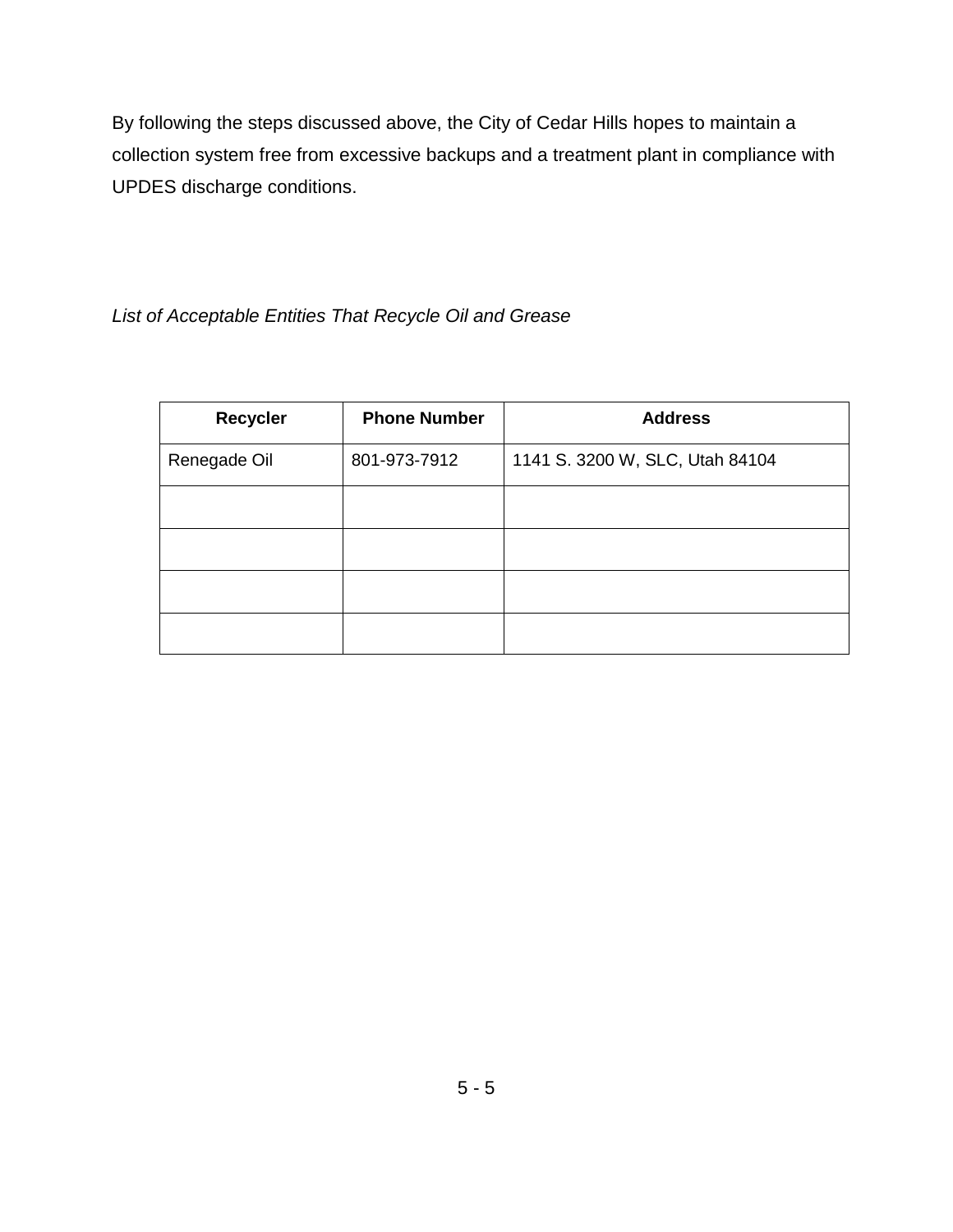By following the steps discussed above, the City of Cedar Hills hopes to maintain a collection system free from excessive backups and a treatment plant in compliance with UPDES discharge conditions.

*List of Acceptable Entities That Recycle Oil and Grease*

| Recycler | Phone Number | Address |
|---|---|---|
| Renegade Oil | 801-973-7912 | 1141 S. 3200 W, SLC, Utah 84104 |
| | | |
| | | |
| | | |
| | | |